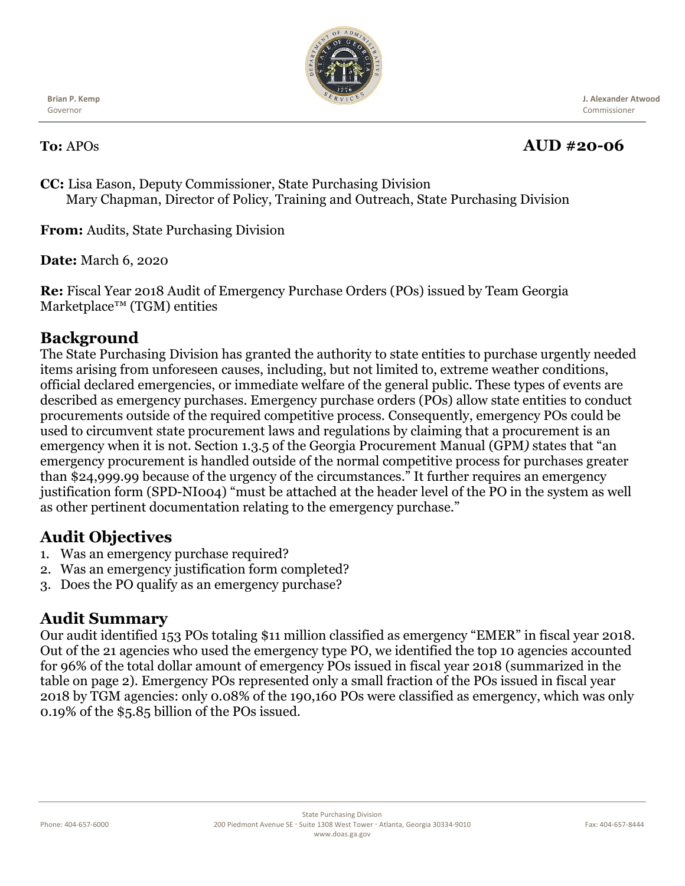Brian P. Kemp
Governor

J. Alexander Atwood
Commissioner

**To:** APOs **AUD #20-06**

**CC:** Lisa Eason, Deputy Commissioner, State Purchasing Division
Mary Chapman, Director of Policy, Training and Outreach, State Purchasing Division

**From:** Audits, State Purchasing Division

**Date:** March 6, 2020

**Re:** Fiscal Year 2018 Audit of Emergency Purchase Orders (POs) issued by Team Georgia Marketplace™ (TGM) entities

## Background

The State Purchasing Division has granted the authority to state entities to purchase urgently needed items arising from unforeseen causes, including, but not limited to, extreme weather conditions, official declared emergencies, or immediate welfare of the general public. These types of events are described as emergency purchases. Emergency purchase orders (POs) allow state entities to conduct procurements outside of the required competitive process. Consequently, emergency POs could be used to circumvent state procurement laws and regulations by claiming that a procurement is an emergency when it is not. Section 1.3.5 of the Georgia Procurement Manual (GPM*)* states that "an emergency procurement is handled outside of the normal competitive process for purchases greater than $24,999.99 because of the urgency of the circumstances." It further requires an emergency justification form (SPD-NI004) "must be attached at the header level of the PO in the system as well as other pertinent documentation relating to the emergency purchase."

## Audit Objectives

1. Was an emergency purchase required?
2. Was an emergency justification form completed?
3. Does the PO qualify as an emergency purchase?

## Audit Summary

Our audit identified 153 POs totaling $11 million classified as emergency "EMER" in fiscal year 2018. Out of the 21 agencies who used the emergency type PO, we identified the top 10 agencies accounted for 96% of the total dollar amount of emergency POs issued in fiscal year 2018 (summarized in the table on page 2). Emergency POs represented only a small fraction of the POs issued in fiscal year 2018 by TGM agencies: only 0.08% of the 190,160 POs were classified as emergency, which was only 0.19% of the $5.85 billion of the POs issued.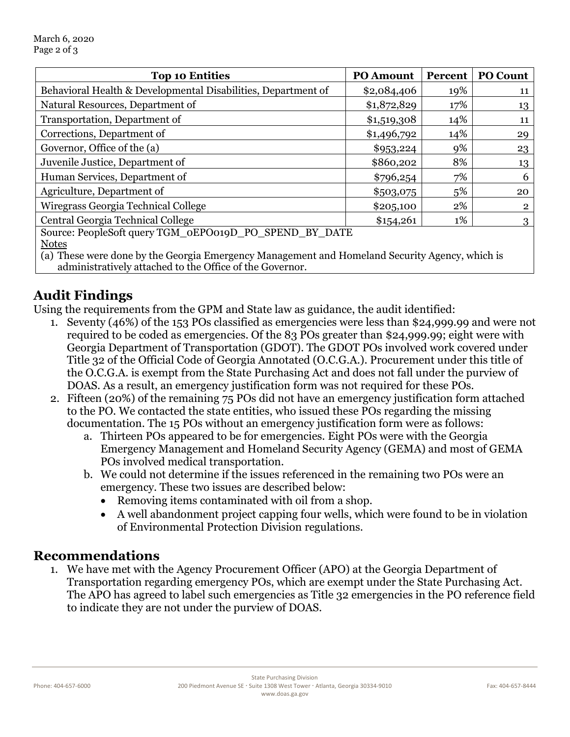| Top 10 Entities | PO Amount | Percent | PO Count |
|---|---|---|---|
| Behavioral Health & Developmental Disabilities, Department of | $2,084,406 | 19% | 11 |
| Natural Resources, Department of | $1,872,829 | 17% | 13 |
| Transportation, Department of | $1,519,308 | 14% | 11 |
| Corrections, Department of | $1,496,792 | 14% | 29 |
| Governor, Office of the (a) | $953,224 | 9% | 23 |
| Juvenile Justice, Department of | $860,202 | 8% | 13 |
| Human Services, Department of | $796,254 | 7% | 6 |
| Agriculture, Department of | $503,075 | 5% | 20 |
| Wiregrass Georgia Technical College | $205,100 | 2% | 2 |
| Central Georgia Technical College | $154,261 | 1% | 3 |

Source: PeopleSoft query TGM_0EPO019D_PO_SPEND_BY_DATE

Notes

(a) These were done by the Georgia Emergency Management and Homeland Security Agency, which is administratively attached to the Office of the Governor.

## Audit Findings

Using the requirements from the GPM and State law as guidance, the audit identified:

1. Seventy (46%) of the 153 POs classified as emergencies were less than $24,999.99 and were not required to be coded as emergencies. Of the 83 POs greater than $24,999.99; eight were with Georgia Department of Transportation (GDOT). The GDOT POs involved work covered under Title 32 of the Official Code of Georgia Annotated (O.C.G.A.). Procurement under this title of the O.C.G.A. is exempt from the State Purchasing Act and does not fall under the purview of DOAS. As a result, an emergency justification form was not required for these POs.
2. Fifteen (20%) of the remaining 75 POs did not have an emergency justification form attached to the PO. We contacted the state entities, who issued these POs regarding the missing documentation. The 15 POs without an emergency justification form were as follows:
   a. Thirteen POs appeared to be for emergencies. Eight POs were with the Georgia Emergency Management and Homeland Security Agency (GEMA) and most of GEMA POs involved medical transportation.
   b. We could not determine if the issues referenced in the remaining two POs were an emergency. These two issues are described below:
      - Removing items contaminated with oil from a shop.
      - A well abandonment project capping four wells, which were found to be in violation of Environmental Protection Division regulations.

## Recommendations

1. We have met with the Agency Procurement Officer (APO) at the Georgia Department of Transportation regarding emergency POs, which are exempt under the State Purchasing Act. The APO has agreed to label such emergencies as Title 32 emergencies in the PO reference field to indicate they are not under the purview of DOAS.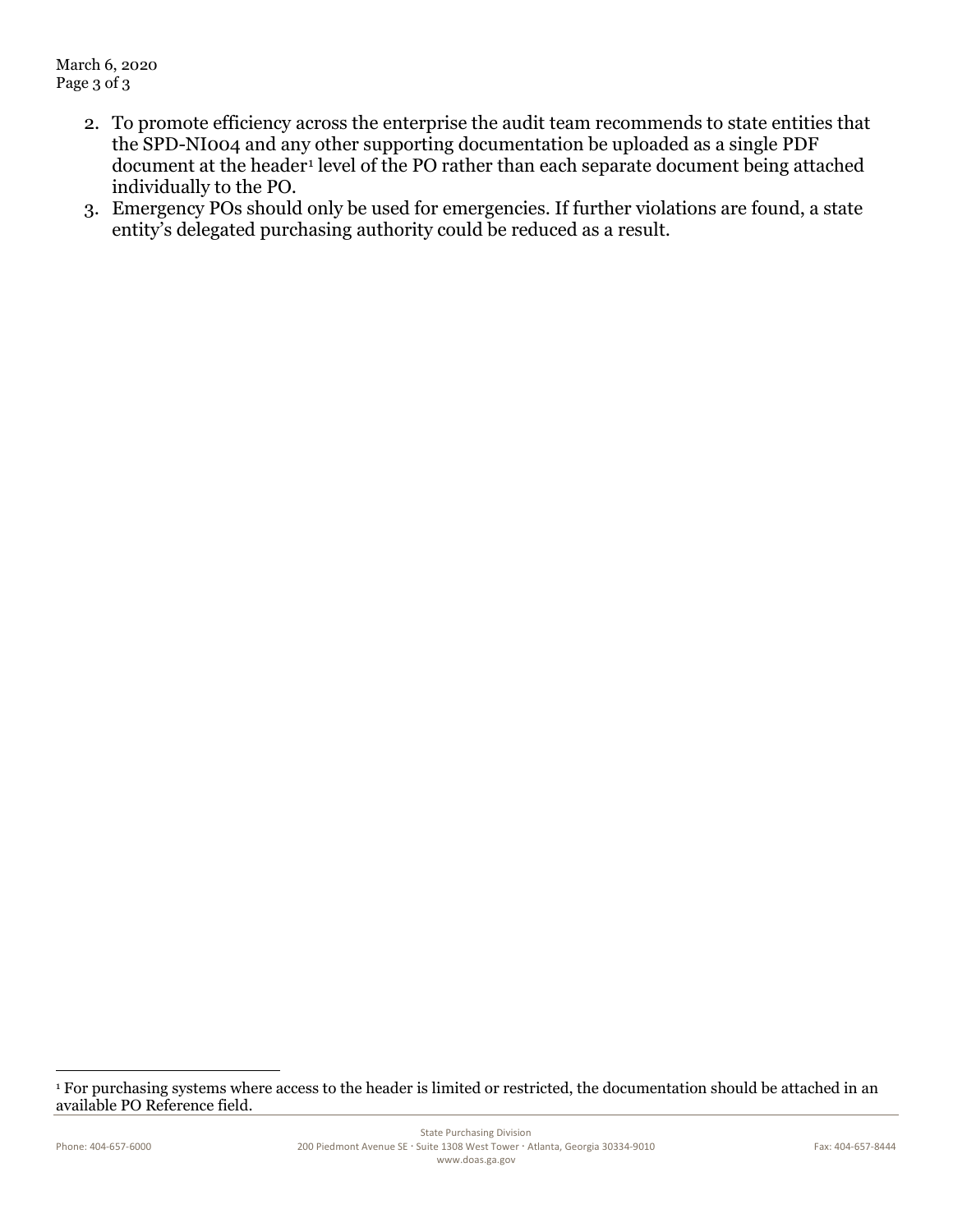2. To promote efficiency across the enterprise the audit team recommends to state entities that the SPD-NI004 and any other supporting documentation be uploaded as a single PDF document at the header[1] level of the PO rather than each separate document being attached individually to the PO.
3. Emergency POs should only be used for emergencies. If further violations are found, a state entity's delegated purchasing authority could be reduced as a result.

[1] For purchasing systems where access to the header is limited or restricted, the documentation should be attached in an available PO Reference field.